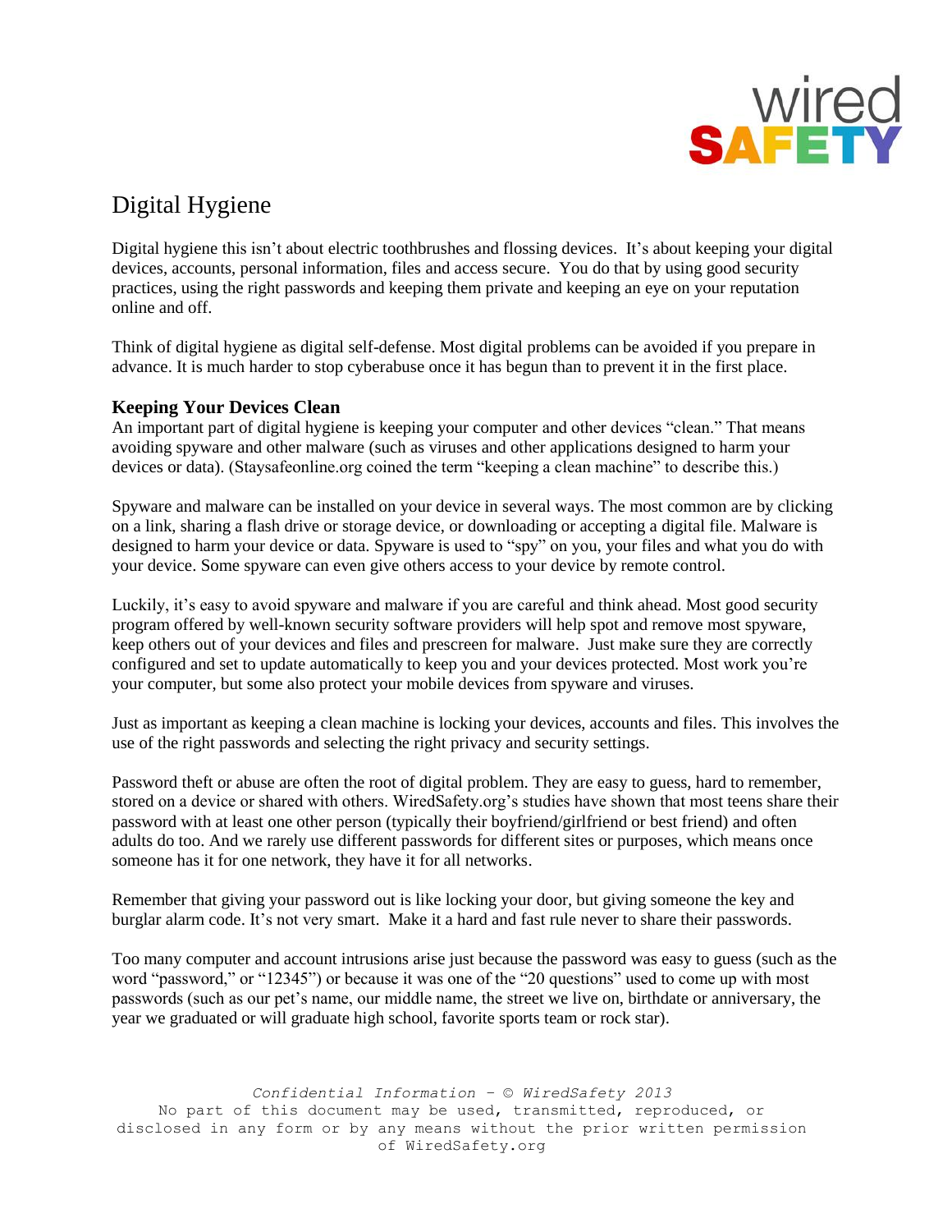# Digital Hygiene

Digital hygiene this isn't about electric toothbrushes and flossing devices. It's about keeping your digital devices, accounts, personal information, files and access secure. You do that by using good security practices, using the right passwords and keeping them private and keeping an eye on your reputation online and off.

Think of digital hygiene as digital self-defense. Most digital problems can be avoided if you prepare in advance. It is much harder to stop cyberabuse once it has begun than to prevent it in the first place.

## Keeping Your Devices Clean

An important part of digital hygiene is keeping your computer and other devices "clean." That means avoiding spyware and other malware (such as viruses and other applications designed to harm your devices or data). (Staysafeonline.org coined the term "keeping a clean machine" to describe this.)

Spyware and malware can be installed on your device in several ways. The most common are by clicking on a link, sharing a flash drive or storage device, or downloading or accepting a digital file. Malware is designed to harm your device or data. Spyware is used to "spy" on you, your files and what you do with your device. Some spyware can even give others access to your device by remote control.

Luckily, it's easy to avoid spyware and malware if you are careful and think ahead. Most good security program offered by well-known security software providers will help spot and remove most spyware, keep others out of your devices and files and prescreen for malware. Just make sure they are correctly configured and set to update automatically to keep you and your devices protected. Most work you're your computer, but some also protect your mobile devices from spyware and viruses.

Just as important as keeping a clean machine is locking your devices, accounts and files. This involves the use of the right passwords and selecting the right privacy and security settings.

Password theft or abuse are often the root of digital problem. They are easy to guess, hard to remember, stored on a device or shared with others. WiredSafety.org's studies have shown that most teens share their password with at least one other person (typically their boyfriend/girlfriend or best friend) and often adults do too. And we rarely use different passwords for different sites or purposes, which means once someone has it for one network, they have it for all networks.

Remember that giving your password out is like locking your door, but giving someone the key and burglar alarm code. It's not very smart. Make it a hard and fast rule never to share their passwords.

Too many computer and account intrusions arise just because the password was easy to guess (such as the word "password," or "12345") or because it was one of the "20 questions" used to come up with most passwords (such as our pet's name, our middle name, the street we live on, birthdate or anniversary, the year we graduated or will graduate high school, favorite sports team or rock star).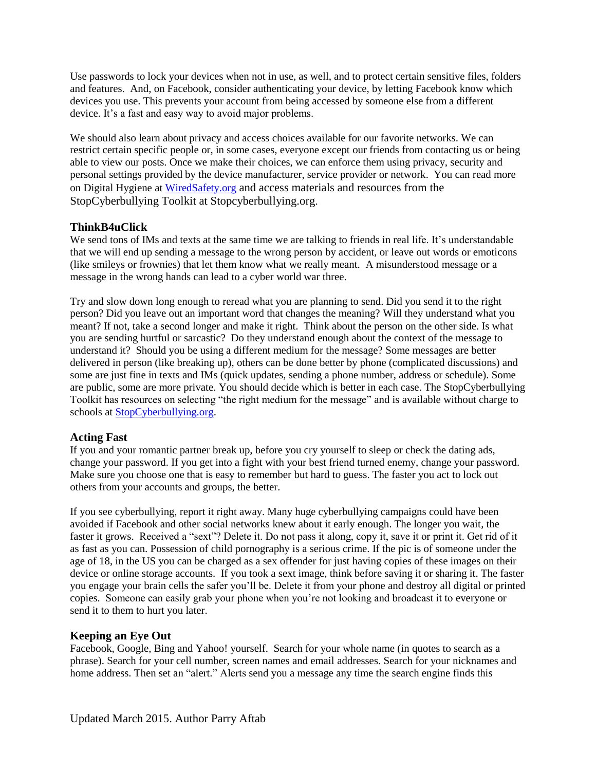Use passwords to lock your devices when not in use, as well, and to protect certain sensitive files, folders and features. And, on Facebook, consider authenticating your device, by letting Facebook know which devices you use. This prevents your account from being accessed by someone else from a different device. It's a fast and easy way to avoid major problems.

We should also learn about privacy and access choices available for our favorite networks. We can restrict certain specific people or, in some cases, everyone except our friends from contacting us or being able to view our posts. Once we make their choices, we can enforce them using privacy, security and personal settings provided by the device manufacturer, service provider or network. You can read more on Digital Hygiene at WiredSafety.org and access materials and resources from the StopCyberbullying Toolkit at Stopcyberbullying.org.

### ThinkB4uClick

We send tons of IMs and texts at the same time we are talking to friends in real life. It's understandable that we will end up sending a message to the wrong person by accident, or leave out words or emoticons (like smileys or frownies) that let them know what we really meant. A misunderstood message or a message in the wrong hands can lead to a cyber world war three.

Try and slow down long enough to reread what you are planning to send. Did you send it to the right person? Did you leave out an important word that changes the meaning? Will they understand what you meant? If not, take a second longer and make it right. Think about the person on the other side. Is what you are sending hurtful or sarcastic? Do they understand enough about the context of the message to understand it? Should you be using a different medium for the message? Some messages are better delivered in person (like breaking up), others can be done better by phone (complicated discussions) and some are just fine in texts and IMs (quick updates, sending a phone number, address or schedule). Some are public, some are more private. You should decide which is better in each case. The StopCyberbullying Toolkit has resources on selecting "the right medium for the message" and is available without charge to schools at StopCyberbullying.org.

### Acting Fast

If you and your romantic partner break up, before you cry yourself to sleep or check the dating ads, change your password. If you get into a fight with your best friend turned enemy, change your password. Make sure you choose one that is easy to remember but hard to guess. The faster you act to lock out others from your accounts and groups, the better.

If you see cyberbullying, report it right away. Many huge cyberbullying campaigns could have been avoided if Facebook and other social networks knew about it early enough. The longer you wait, the faster it grows. Received a "sext"? Delete it. Do not pass it along, copy it, save it or print it. Get rid of it as fast as you can. Possession of child pornography is a serious crime. If the pic is of someone under the age of 18, in the US you can be charged as a sex offender for just having copies of these images on their device or online storage accounts. If you took a sext image, think before saving it or sharing it. The faster you engage your brain cells the safer you'll be. Delete it from your phone and destroy all digital or printed copies. Someone can easily grab your phone when you're not looking and broadcast it to everyone or send it to them to hurt you later.

### Keeping an Eye Out

Facebook, Google, Bing and Yahoo! yourself. Search for your whole name (in quotes to search as a phrase). Search for your cell number, screen names and email addresses. Search for your nicknames and home address. Then set an "alert." Alerts send you a message any time the search engine finds this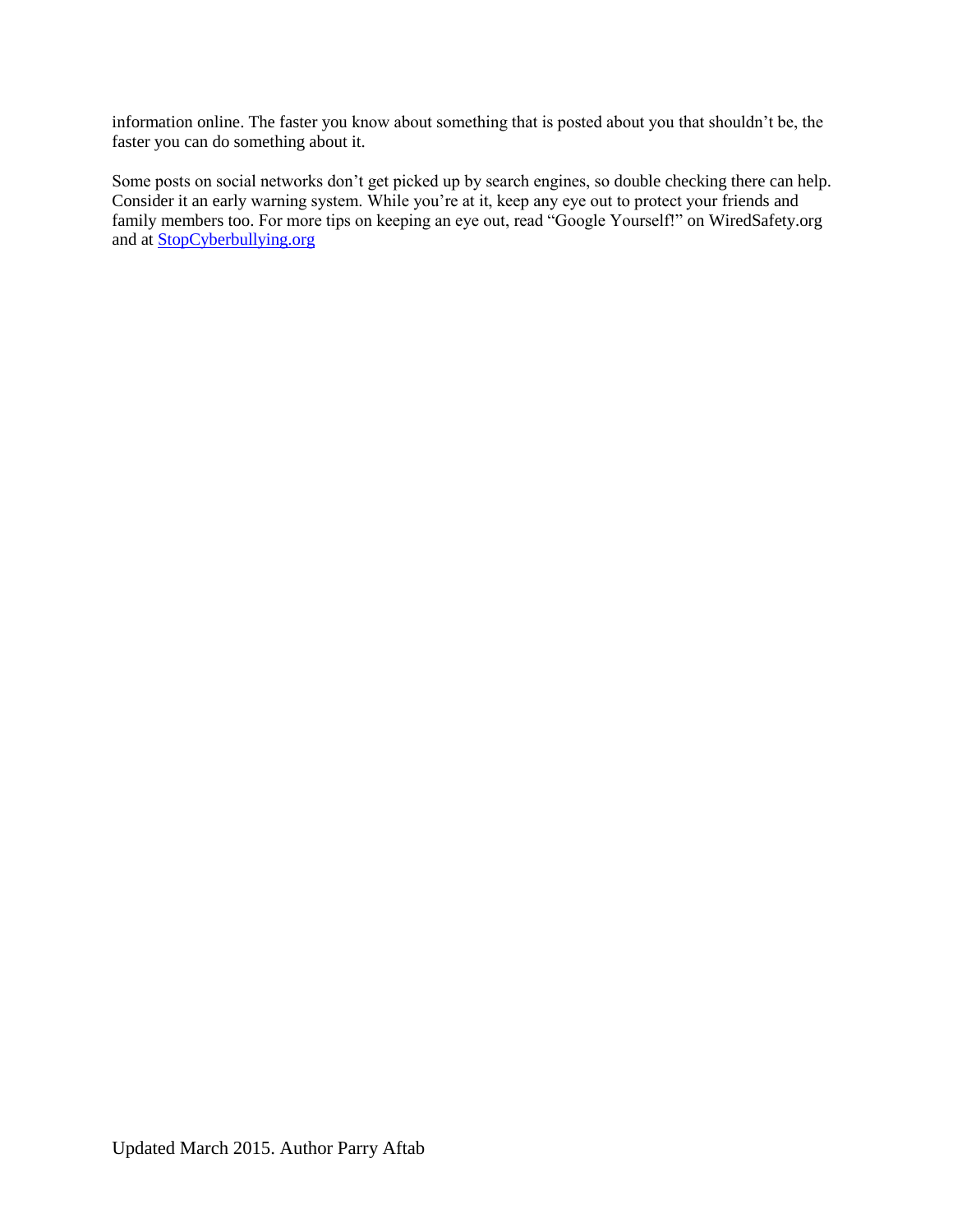information online. The faster you know about something that is posted about you that shouldn't be, the faster you can do something about it.

Some posts on social networks don't get picked up by search engines, so double checking there can help. Consider it an early warning system. While you're at it, keep any eye out to protect your friends and family members too. For more tips on keeping an eye out, read "Google Yourself!" on WiredSafety.org and at StopCyberbullying.org

Updated March 2015. Author Parry Aftab